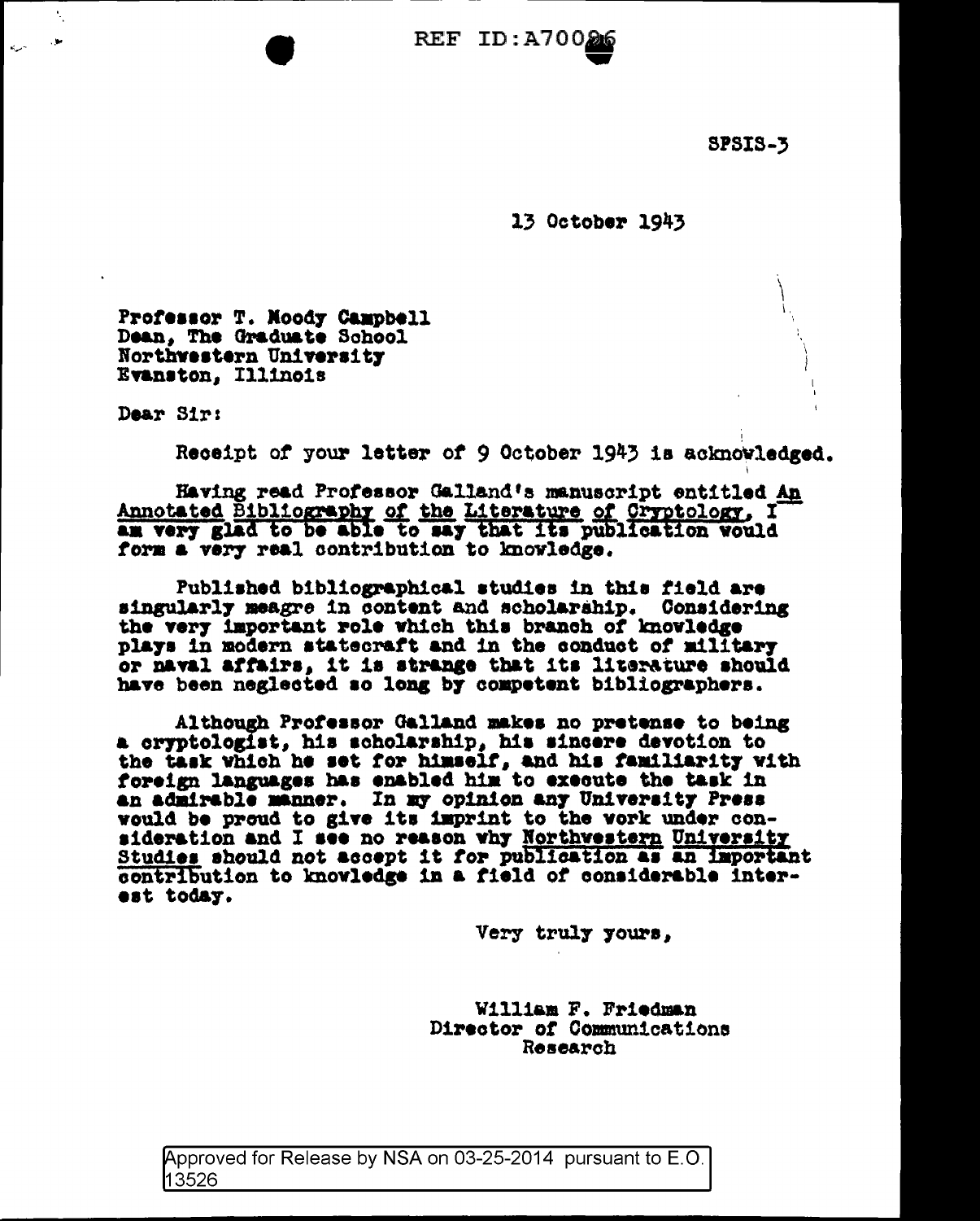SPSIS-3

13 October 1943

Professor T. Moody Campbell
Dean, The Graduate School
Northwestern University
Evanston, Illinois

Dear Sir:

Receipt of your letter of 9 October 1943 is acknowledged.

Having read Professor Galland's manuscript entitled An Annotated Bibliography of the Literature of Cryptology, I am very glad to be able to say that its publication would form a very real contribution to knowledge.

Published bibliographical studies in this field are singularly meagre in content and scholarship. Considering the very important role which this branch of knowledge plays in modern statecraft and in the conduct of military or naval affairs, it is strange that its literature should have been neglected so long by competent bibliographers.

Although Professor Galland makes no pretense to being a cryptologist, his scholarship, his sincere devotion to the task which he set for himself, and his familiarity with foreign languages has enabled him to execute the task in an admirable manner. In my opinion any University Press would be proud to give its imprint to the work under consideration and I see no reason why Northwestern University Studies should not accept it for publication as an important contribution to knowledge in a field of considerable interest today.

Very truly yours,

William F. Friedman
Director of Communications
Research

Approved for Release by NSA on 03-25-2014 pursuant to E.O. 13526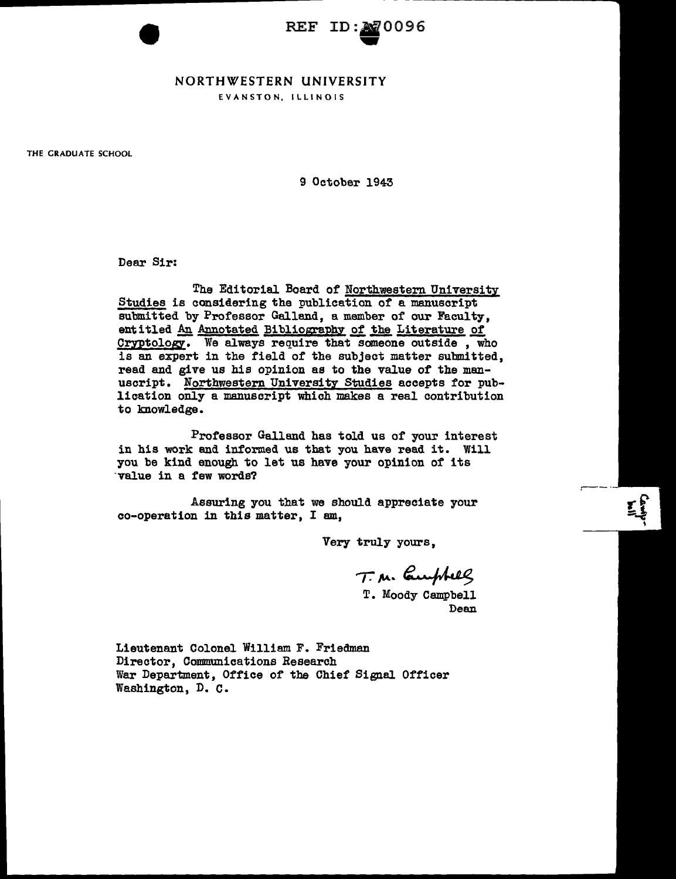REF ID:A70096

NORTHWESTERN UNIVERSITY
EVANSTON, ILLINOIS

THE GRADUATE SCHOOL

9 October 1943

Dear Sir:

The Editorial Board of Northwestern University Studies is considering the publication of a manuscript submitted by Professor Galland, a member of our Faculty, entitled An Annotated Bibliography of the Literature of Cryptology. We always require that someone outside , who is an expert in the field of the subject matter submitted, read and give us his opinion as to the value of the manuscript. Northwestern University Studies accepts for publication only a manuscript which makes a real contribution to knowledge.

Professor Galland has told us of your interest in his work and informed us that you have read it. Will you be kind enough to let us have your opinion of its value in a few words?

Assuring you that we should appreciate your co-operation in this matter, I am,

Very truly yours,

T. M. Campbell

T. Moody Campbell
Dean

Lieutenant Colonel William F. Friedman
Director, Communications Research
War Department, Office of the Chief Signal Officer
Washington, D. C.